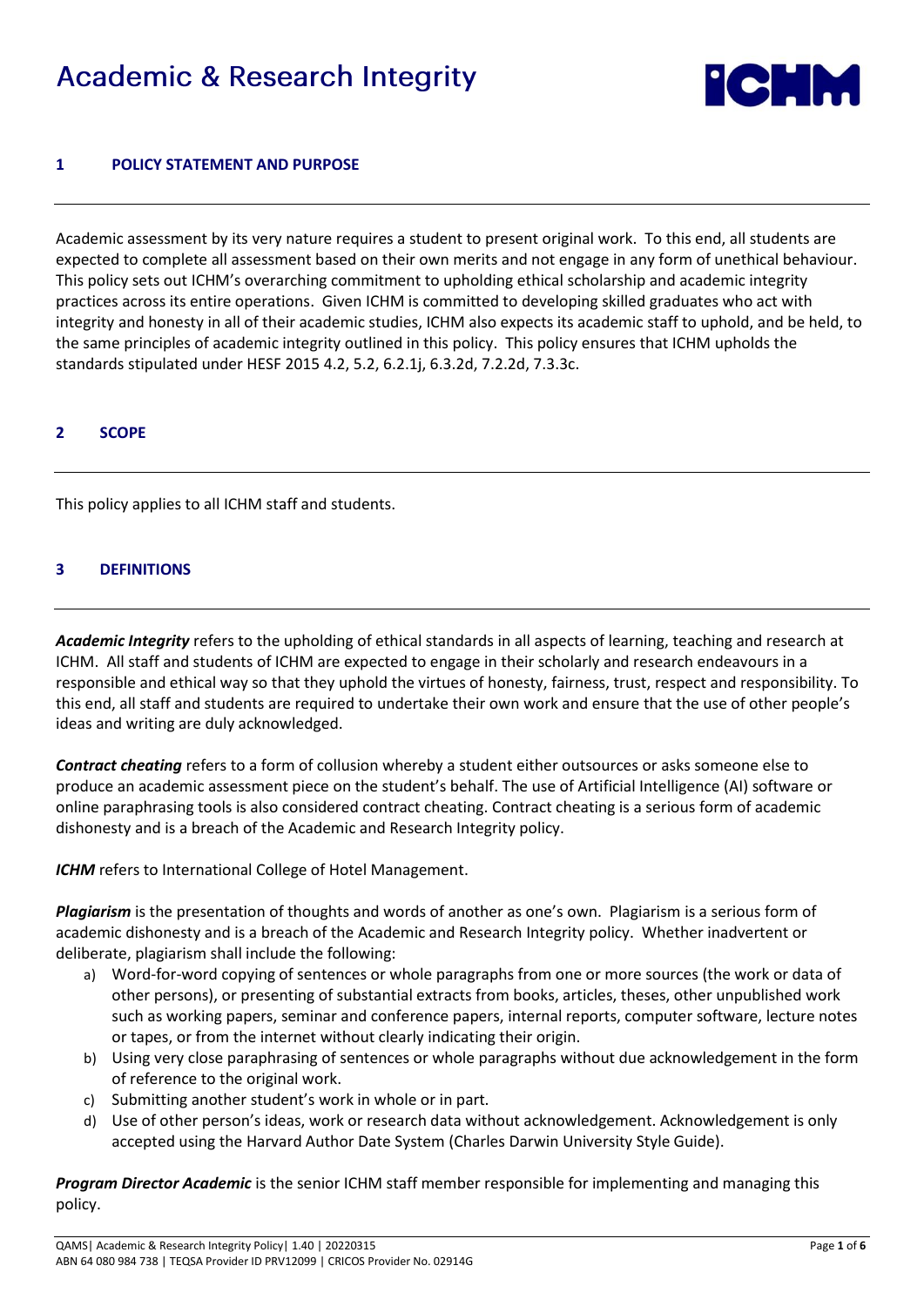# Academic & Research Integrity

## 1 POLICY STATEMENT AND PURPOSE

Academic assessment by its very nature requires a student to present original work. To this end, all students are expected to complete all assessment based on their own merits and not engage in any form of unethical behaviour. This policy sets out ICHM's overarching commitment to upholding ethical scholarship and academic integrity practices across its entire operations. Given ICHM is committed to developing skilled graduates who act with integrity and honesty in all of their academic studies, ICHM also expects its academic staff to uphold, and be held, to the same principles of academic integrity outlined in this policy. This policy ensures that ICHM upholds the standards stipulated under HESF 2015 4.2, 5.2, 6.2.1j, 6.3.2d, 7.2.2d, 7.3.3c.

## 2 SCOPE

This policy applies to all ICHM staff and students.

## 3 DEFINITIONS

***Academic Integrity*** refers to the upholding of ethical standards in all aspects of learning, teaching and research at ICHM. All staff and students of ICHM are expected to engage in their scholarly and research endeavours in a responsible and ethical way so that they uphold the virtues of honesty, fairness, trust, respect and responsibility. To this end, all staff and students are required to undertake their own work and ensure that the use of other people's ideas and writing are duly acknowledged.

***Contract cheating*** refers to a form of collusion whereby a student either outsources or asks someone else to produce an academic assessment piece on the student's behalf. The use of Artificial Intelligence (AI) software or online paraphrasing tools is also considered contract cheating. Contract cheating is a serious form of academic dishonesty and is a breach of the Academic and Research Integrity policy.

***ICHM*** refers to International College of Hotel Management.

***Plagiarism*** is the presentation of thoughts and words of another as one's own. Plagiarism is a serious form of academic dishonesty and is a breach of the Academic and Research Integrity policy. Whether inadvertent or deliberate, plagiarism shall include the following:

a) Word-for-word copying of sentences or whole paragraphs from one or more sources (the work or data of other persons), or presenting of substantial extracts from books, articles, theses, other unpublished work such as working papers, seminar and conference papers, internal reports, computer software, lecture notes or tapes, or from the internet without clearly indicating their origin.
b) Using very close paraphrasing of sentences or whole paragraphs without due acknowledgement in the form of reference to the original work.
c) Submitting another student's work in whole or in part.
d) Use of other person's ideas, work or research data without acknowledgement. Acknowledgement is only accepted using the Harvard Author Date System (Charles Darwin University Style Guide).

***Program Director Academic*** is the senior ICHM staff member responsible for implementing and managing this policy.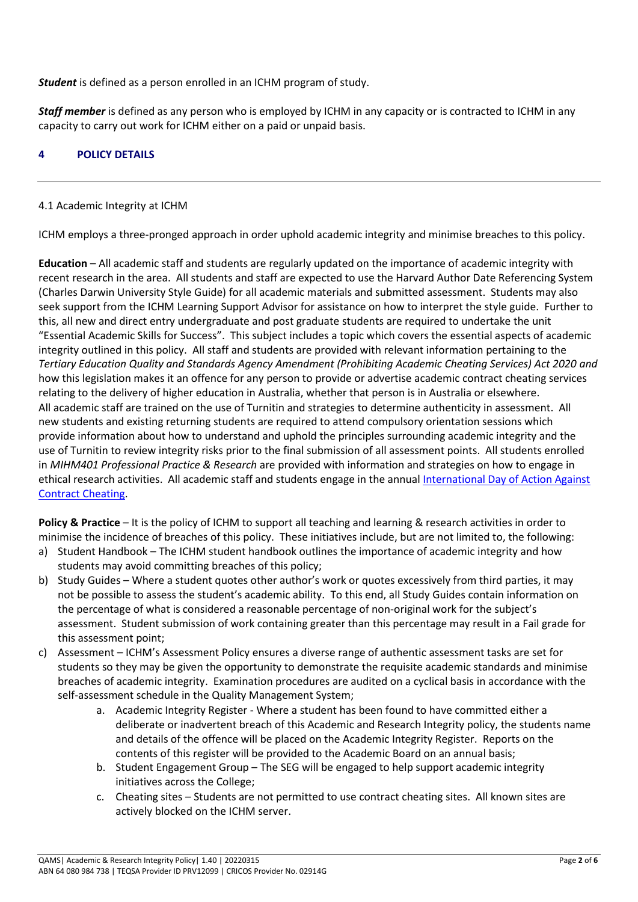***Student*** is defined as a person enrolled in an ICHM program of study.

***Staff member*** is defined as any person who is employed by ICHM in any capacity or is contracted to ICHM in any capacity to carry out work for ICHM either on a paid or unpaid basis.

## 4 POLICY DETAILS

4.1 Academic Integrity at ICHM

ICHM employs a three-pronged approach in order uphold academic integrity and minimise breaches to this policy.

**Education** – All academic staff and students are regularly updated on the importance of academic integrity with recent research in the area. All students and staff are expected to use the Harvard Author Date Referencing System (Charles Darwin University Style Guide) for all academic materials and submitted assessment. Students may also seek support from the ICHM Learning Support Advisor for assistance on how to interpret the style guide. Further to this, all new and direct entry undergraduate and post graduate students are required to undertake the unit "Essential Academic Skills for Success". This subject includes a topic which covers the essential aspects of academic integrity outlined in this policy. All staff and students are provided with relevant information pertaining to the *Tertiary Education Quality and Standards Agency Amendment (Prohibiting Academic Cheating Services) Act 2020 and* how this legislation makes it an offence for any person to provide or advertise academic contract cheating services relating to the delivery of higher education in Australia, whether that person is in Australia or elsewhere. All academic staff are trained on the use of Turnitin and strategies to determine authenticity in assessment. All new students and existing returning students are required to attend compulsory orientation sessions which provide information about how to understand and uphold the principles surrounding academic integrity and the use of Turnitin to review integrity risks prior to the final submission of all assessment points. All students enrolled in *MIHM401 Professional Practice & Research* are provided with information and strategies on how to engage in ethical research activities. All academic staff and students engage in the annual International Day of Action Against Contract Cheating.

**Policy & Practice** – It is the policy of ICHM to support all teaching and learning & research activities in order to minimise the incidence of breaches of this policy. These initiatives include, but are not limited to, the following:

a) Student Handbook – The ICHM student handbook outlines the importance of academic integrity and how students may avoid committing breaches of this policy;
b) Study Guides – Where a student quotes other author's work or quotes excessively from third parties, it may not be possible to assess the student's academic ability. To this end, all Study Guides contain information on the percentage of what is considered a reasonable percentage of non-original work for the subject's assessment. Student submission of work containing greater than this percentage may result in a Fail grade for this assessment point;
c) Assessment – ICHM's Assessment Policy ensures a diverse range of authentic assessment tasks are set for students so they may be given the opportunity to demonstrate the requisite academic standards and minimise breaches of academic integrity. Examination procedures are audited on a cyclical basis in accordance with the self-assessment schedule in the Quality Management System;
    a. Academic Integrity Register - Where a student has been found to have committed either a deliberate or inadvertent breach of this Academic and Research Integrity policy, the students name and details of the offence will be placed on the Academic Integrity Register. Reports on the contents of this register will be provided to the Academic Board on an annual basis;
    b. Student Engagement Group – The SEG will be engaged to help support academic integrity initiatives across the College;
    c. Cheating sites – Students are not permitted to use contract cheating sites. All known sites are actively blocked on the ICHM server.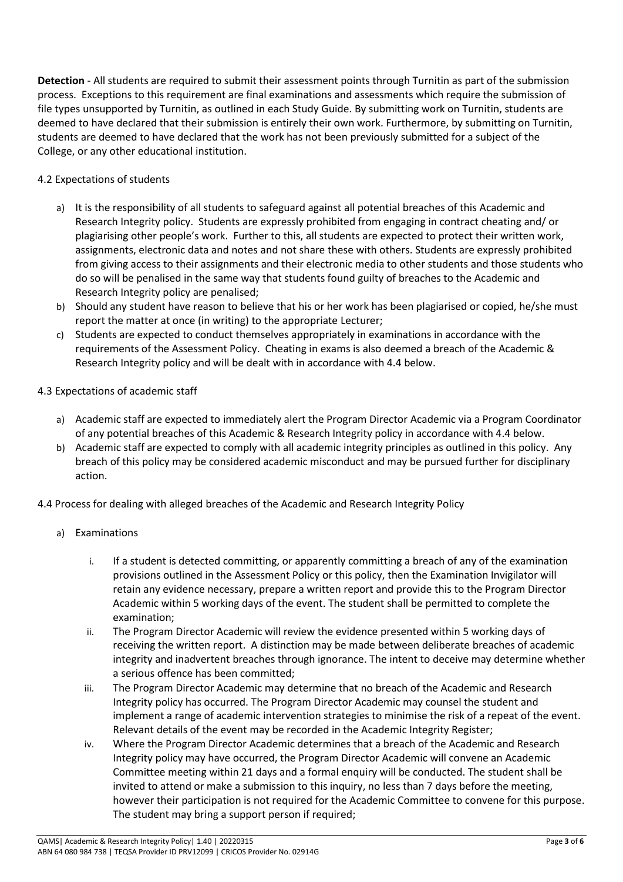**Detection** - All students are required to submit their assessment points through Turnitin as part of the submission process. Exceptions to this requirement are final examinations and assessments which require the submission of file types unsupported by Turnitin, as outlined in each Study Guide. By submitting work on Turnitin, students are deemed to have declared that their submission is entirely their own work. Furthermore, by submitting on Turnitin, students are deemed to have declared that the work has not been previously submitted for a subject of the College, or any other educational institution.

4.2 Expectations of students

a) It is the responsibility of all students to safeguard against all potential breaches of this Academic and Research Integrity policy. Students are expressly prohibited from engaging in contract cheating and/ or plagiarising other people's work. Further to this, all students are expected to protect their written work, assignments, electronic data and notes and not share these with others. Students are expressly prohibited from giving access to their assignments and their electronic media to other students and those students who do so will be penalised in the same way that students found guilty of breaches to the Academic and Research Integrity policy are penalised;
b) Should any student have reason to believe that his or her work has been plagiarised or copied, he/she must report the matter at once (in writing) to the appropriate Lecturer;
c) Students are expected to conduct themselves appropriately in examinations in accordance with the requirements of the Assessment Policy. Cheating in exams is also deemed a breach of the Academic & Research Integrity policy and will be dealt with in accordance with 4.4 below.

4.3 Expectations of academic staff

a) Academic staff are expected to immediately alert the Program Director Academic via a Program Coordinator of any potential breaches of this Academic & Research Integrity policy in accordance with 4.4 below.
b) Academic staff are expected to comply with all academic integrity principles as outlined in this policy. Any breach of this policy may be considered academic misconduct and may be pursued further for disciplinary action.

4.4 Process for dealing with alleged breaches of the Academic and Research Integrity Policy

a) Examinations

   i. If a student is detected committing, or apparently committing a breach of any of the examination provisions outlined in the Assessment Policy or this policy, then the Examination Invigilator will retain any evidence necessary, prepare a written report and provide this to the Program Director Academic within 5 working days of the event. The student shall be permitted to complete the examination;
   ii. The Program Director Academic will review the evidence presented within 5 working days of receiving the written report. A distinction may be made between deliberate breaches of academic integrity and inadvertent breaches through ignorance. The intent to deceive may determine whether a serious offence has been committed;
   iii. The Program Director Academic may determine that no breach of the Academic and Research Integrity policy has occurred. The Program Director Academic may counsel the student and implement a range of academic intervention strategies to minimise the risk of a repeat of the event. Relevant details of the event may be recorded in the Academic Integrity Register;
   iv. Where the Program Director Academic determines that a breach of the Academic and Research Integrity policy may have occurred, the Program Director Academic will convene an Academic Committee meeting within 21 days and a formal enquiry will be conducted. The student shall be invited to attend or make a submission to this inquiry, no less than 7 days before the meeting, however their participation is not required for the Academic Committee to convene for this purpose. The student may bring a support person if required;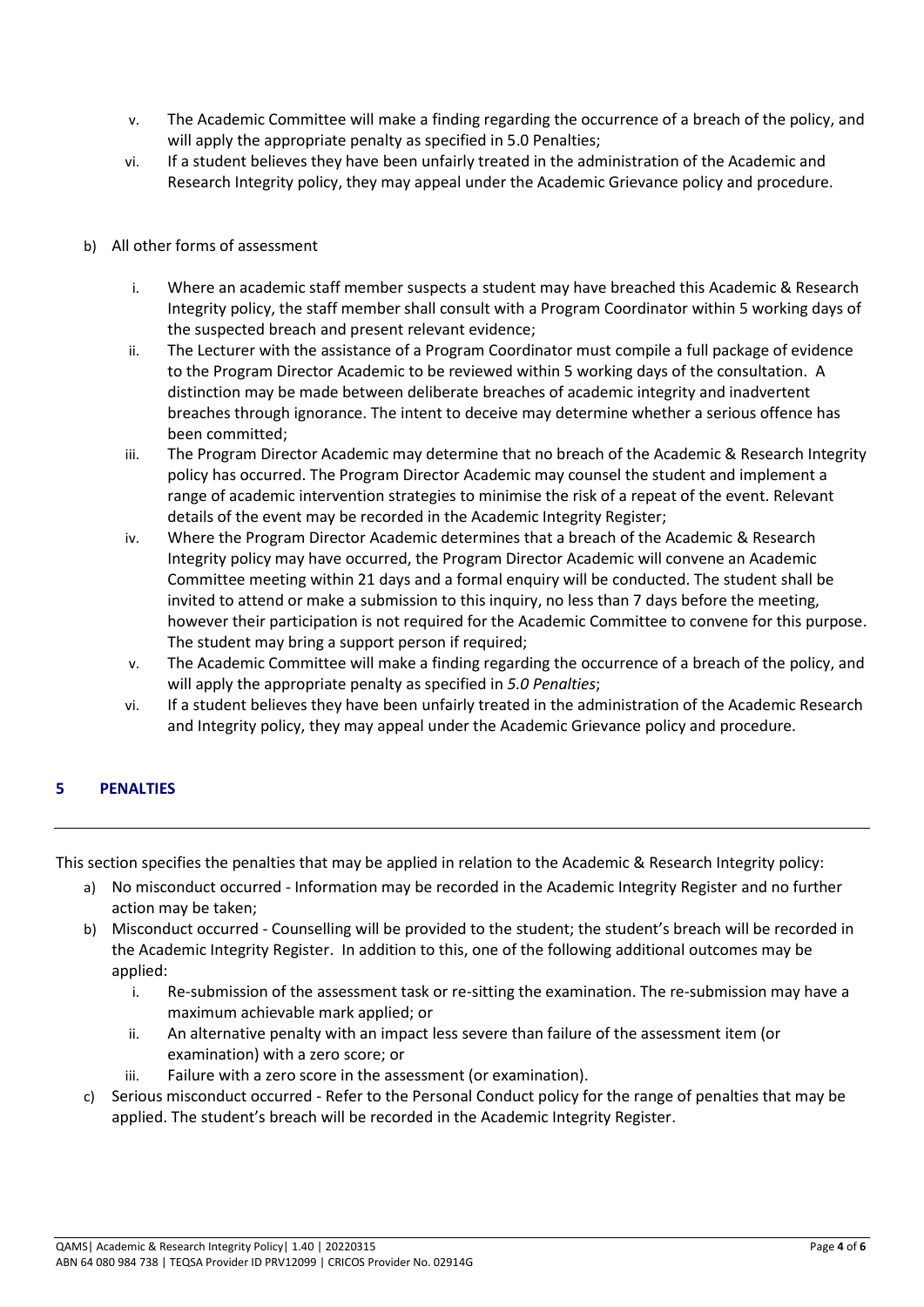v. The Academic Committee will make a finding regarding the occurrence of a breach of the policy, and will apply the appropriate penalty as specified in 5.0 Penalties;
vi. If a student believes they have been unfairly treated in the administration of the Academic and Research Integrity policy, they may appeal under the Academic Grievance policy and procedure.

b) All other forms of assessment

i. Where an academic staff member suspects a student may have breached this Academic & Research Integrity policy, the staff member shall consult with a Program Coordinator within 5 working days of the suspected breach and present relevant evidence;
ii. The Lecturer with the assistance of a Program Coordinator must compile a full package of evidence to the Program Director Academic to be reviewed within 5 working days of the consultation. A distinction may be made between deliberate breaches of academic integrity and inadvertent breaches through ignorance. The intent to deceive may determine whether a serious offence has been committed;
iii. The Program Director Academic may determine that no breach of the Academic & Research Integrity policy has occurred. The Program Director Academic may counsel the student and implement a range of academic intervention strategies to minimise the risk of a repeat of the event. Relevant details of the event may be recorded in the Academic Integrity Register;
iv. Where the Program Director Academic determines that a breach of the Academic & Research Integrity policy may have occurred, the Program Director Academic will convene an Academic Committee meeting within 21 days and a formal enquiry will be conducted. The student shall be invited to attend or make a submission to this inquiry, no less than 7 days before the meeting, however their participation is not required for the Academic Committee to convene for this purpose. The student may bring a support person if required;
v. The Academic Committee will make a finding regarding the occurrence of a breach of the policy, and will apply the appropriate penalty as specified in *5.0 Penalties*;
vi. If a student believes they have been unfairly treated in the administration of the Academic Research and Integrity policy, they may appeal under the Academic Grievance policy and procedure.

## 5 PENALTIES

This section specifies the penalties that may be applied in relation to the Academic & Research Integrity policy:

a) No misconduct occurred - Information may be recorded in the Academic Integrity Register and no further action may be taken;
b) Misconduct occurred - Counselling will be provided to the student; the student's breach will be recorded in the Academic Integrity Register. In addition to this, one of the following additional outcomes may be applied:
   i. Re-submission of the assessment task or re-sitting the examination. The re-submission may have a maximum achievable mark applied; or
   ii. An alternative penalty with an impact less severe than failure of the assessment item (or examination) with a zero score; or
   iii. Failure with a zero score in the assessment (or examination).
c) Serious misconduct occurred - Refer to the Personal Conduct policy for the range of penalties that may be applied. The student's breach will be recorded in the Academic Integrity Register.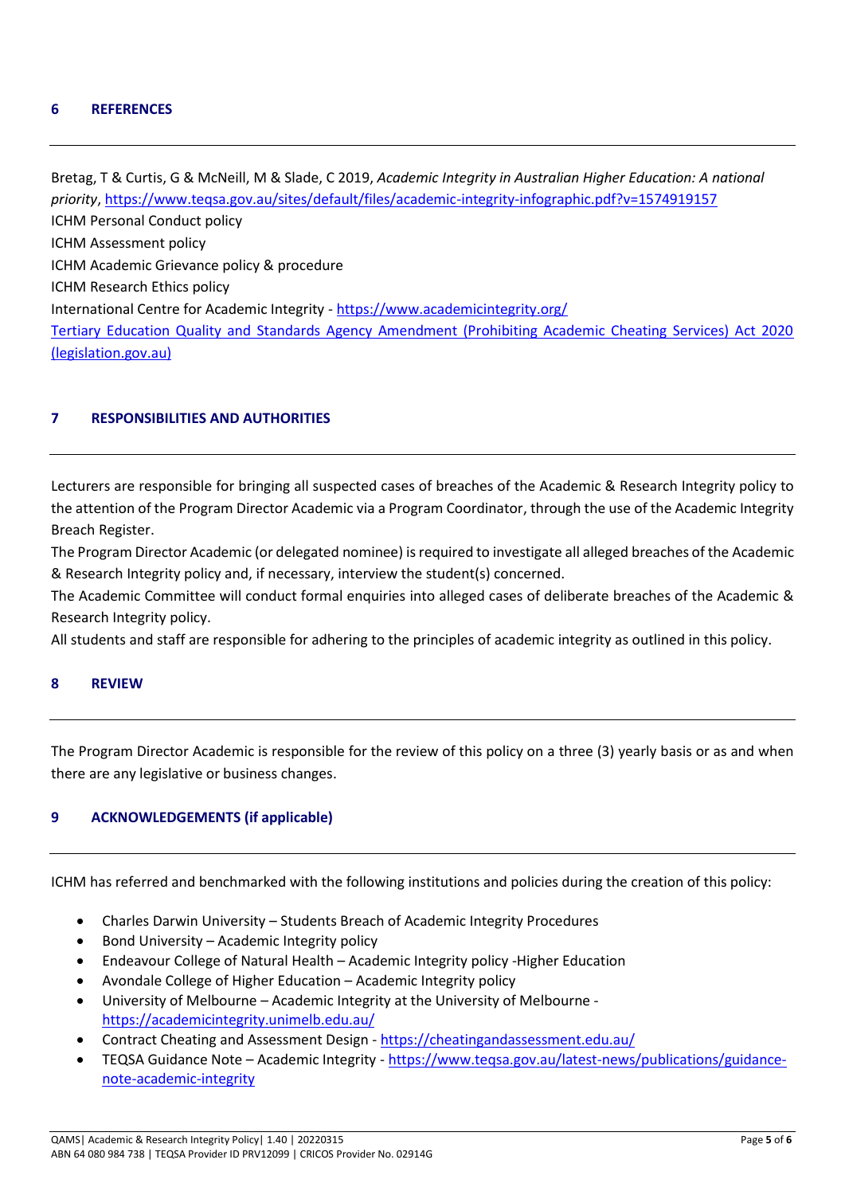## 6 REFERENCES

Bretag, T & Curtis, G & McNeill, M & Slade, C 2019, *Academic Integrity in Australian Higher Education: A national priority*, https://www.teqsa.gov.au/sites/default/files/academic-integrity-infographic.pdf?v=1574919157
ICHM Personal Conduct policy
ICHM Assessment policy
ICHM Academic Grievance policy & procedure
ICHM Research Ethics policy
International Centre for Academic Integrity - https://www.academicintegrity.org/
Tertiary Education Quality and Standards Agency Amendment (Prohibiting Academic Cheating Services) Act 2020 (legislation.gov.au)

## 7 RESPONSIBILITIES AND AUTHORITIES

Lecturers are responsible for bringing all suspected cases of breaches of the Academic & Research Integrity policy to the attention of the Program Director Academic via a Program Coordinator, through the use of the Academic Integrity Breach Register.

The Program Director Academic (or delegated nominee) is required to investigate all alleged breaches of the Academic & Research Integrity policy and, if necessary, interview the student(s) concerned.

The Academic Committee will conduct formal enquiries into alleged cases of deliberate breaches of the Academic & Research Integrity policy.

All students and staff are responsible for adhering to the principles of academic integrity as outlined in this policy.

## 8 REVIEW

The Program Director Academic is responsible for the review of this policy on a three (3) yearly basis or as and when there are any legislative or business changes.

## 9 ACKNOWLEDGEMENTS (if applicable)

ICHM has referred and benchmarked with the following institutions and policies during the creation of this policy:

- Charles Darwin University – Students Breach of Academic Integrity Procedures
- Bond University – Academic Integrity policy
- Endeavour College of Natural Health – Academic Integrity policy -Higher Education
- Avondale College of Higher Education – Academic Integrity policy
- University of Melbourne – Academic Integrity at the University of Melbourne - https://academicintegrity.unimelb.edu.au/
- Contract Cheating and Assessment Design - https://cheatingandassessment.edu.au/
- TEQSA Guidance Note – Academic Integrity - https://www.teqsa.gov.au/latest-news/publications/guidance-note-academic-integrity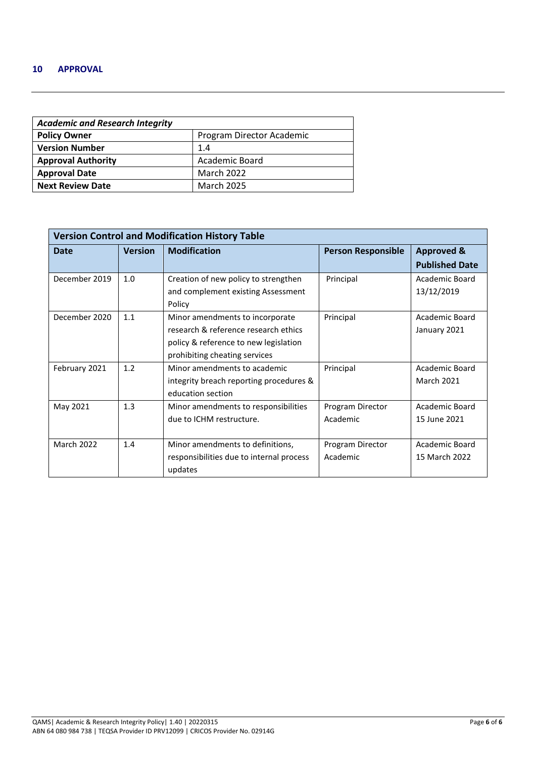## 10 APPROVAL

| *Academic and Research Integrity* | |
|---|---|
| **Policy Owner** | Program Director Academic |
| **Version Number** | 1.4 |
| **Approval Authority** | Academic Board |
| **Approval Date** | March 2022 |
| **Next Review Date** | March 2025 |

| **Version Control and Modification History Table** | | | | |
|---|---|---|---|---|
| **Date** | **Version** | **Modification** | **Person Responsible** | **Approved & Published Date** |
| December 2019 | 1.0 | Creation of new policy to strengthen and complement existing Assessment Policy | Principal | Academic Board 13/12/2019 |
| December 2020 | 1.1 | Minor amendments to incorporate research & reference research ethics policy & reference to new legislation prohibiting cheating services | Principal | Academic Board January 2021 |
| February 2021 | 1.2 | Minor amendments to academic integrity breach reporting procedures & education section | Principal | Academic Board March 2021 |
| May 2021 | 1.3 | Minor amendments to responsibilities due to ICHM restructure. | Program Director Academic | Academic Board 15 June 2021 |
| March 2022 | 1.4 | Minor amendments to definitions, responsibilities due to internal process updates | Program Director Academic | Academic Board 15 March 2022 |